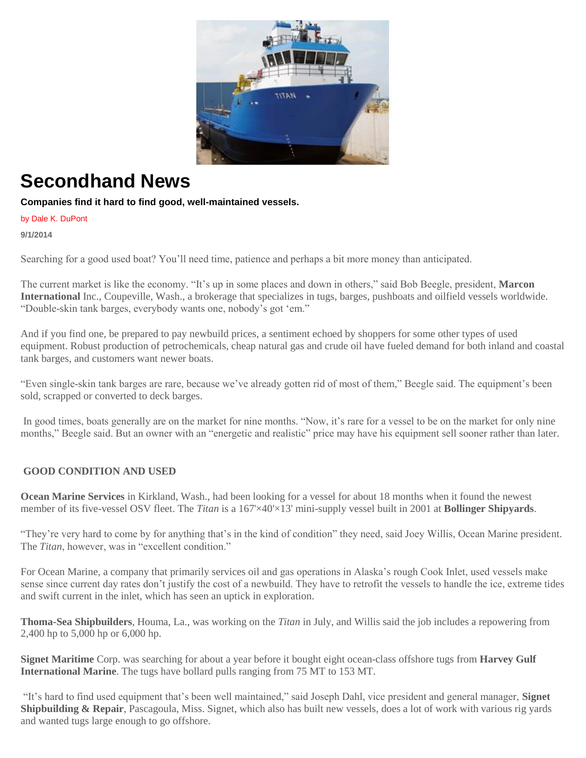# Secondhand News

**Companies find it hard to find good, well-maintained vessels.**

by Dale K. DuPont

**9/1/2014**

Searching for a good used boat? You'll need time, patience and perhaps a bit more money than anticipated.

The current market is like the economy. "It's up in some places and down in others," said Bob Beegle, president, **Marcon International** Inc., Coupeville, Wash., a brokerage that specializes in tugs, barges, pushboats and oilfield vessels worldwide. "Double-skin tank barges, everybody wants one, nobody's got 'em."

And if you find one, be prepared to pay newbuild prices, a sentiment echoed by shoppers for some other types of used equipment. Robust production of petrochemicals, cheap natural gas and crude oil have fueled demand for both inland and coastal tank barges, and customers want newer boats.

"Even single-skin tank barges are rare, because we've already gotten rid of most of them," Beegle said. The equipment's been sold, scrapped or converted to deck barges.

In good times, boats generally are on the market for nine months. "Now, it's rare for a vessel to be on the market for only nine months," Beegle said. But an owner with an "energetic and realistic" price may have his equipment sell sooner rather than later.

## GOOD CONDITION AND USED

**Ocean Marine Services** in Kirkland, Wash., had been looking for a vessel for about 18 months when it found the newest member of its five-vessel OSV fleet. The *Titan* is a 167'×40'×13' mini-supply vessel built in 2001 at **Bollinger Shipyards**.

"They're very hard to come by for anything that's in the kind of condition" they need, said Joey Willis, Ocean Marine president. The *Titan*, however, was in "excellent condition."

For Ocean Marine, a company that primarily services oil and gas operations in Alaska's rough Cook Inlet, used vessels make sense since current day rates don't justify the cost of a newbuild. They have to retrofit the vessels to handle the ice, extreme tides and swift current in the inlet, which has seen an uptick in exploration.

**Thoma-Sea Shipbuilders**, Houma, La., was working on the *Titan* in July, and Willis said the job includes a repowering from 2,400 hp to 5,000 hp or 6,000 hp.

**Signet Maritime** Corp. was searching for about a year before it bought eight ocean-class offshore tugs from **Harvey Gulf International Marine**. The tugs have bollard pulls ranging from 75 MT to 153 MT.

"It's hard to find used equipment that's been well maintained," said Joseph Dahl, vice president and general manager, **Signet Shipbuilding & Repair**, Pascagoula, Miss. Signet, which also has built new vessels, does a lot of work with various rig yards and wanted tugs large enough to go offshore.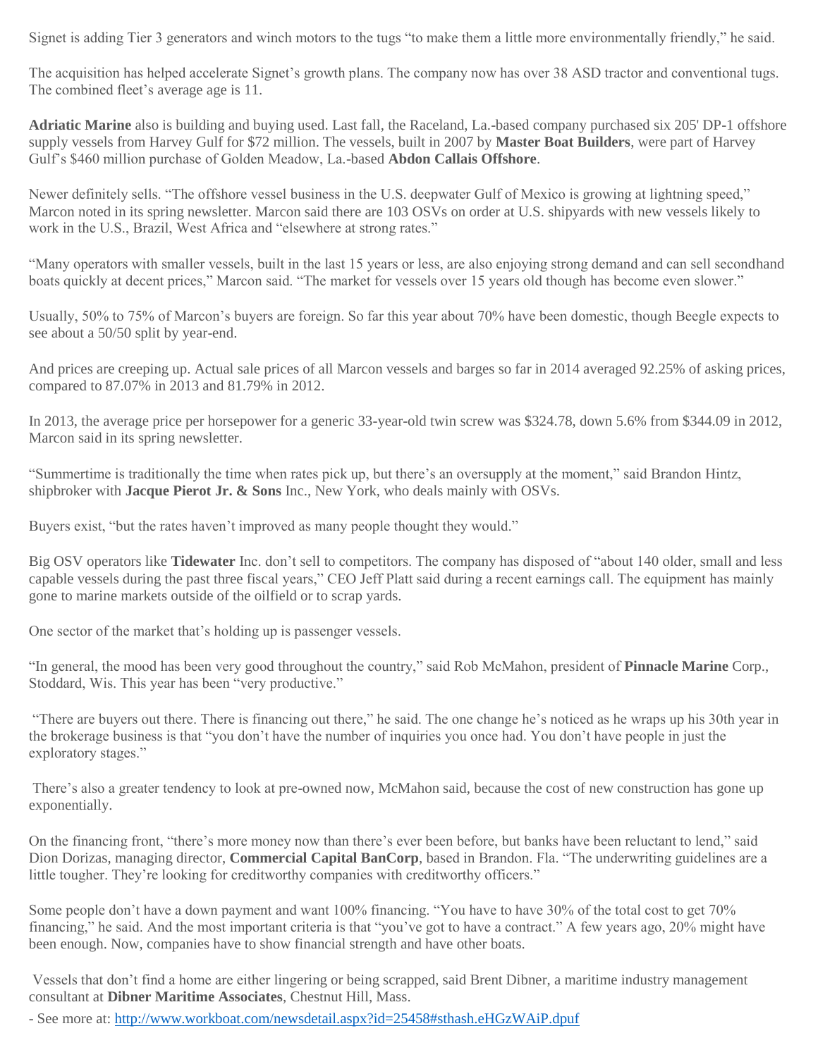Signet is adding Tier 3 generators and winch motors to the tugs "to make them a little more environmentally friendly," he said.

The acquisition has helped accelerate Signet's growth plans. The company now has over 38 ASD tractor and conventional tugs. The combined fleet's average age is 11.

**Adriatic Marine** also is building and buying used. Last fall, the Raceland, La.-based company purchased six 205' DP-1 offshore supply vessels from Harvey Gulf for $72 million. The vessels, built in 2007 by **Master Boat Builders**, were part of Harvey Gulf's $460 million purchase of Golden Meadow, La.-based **Abdon Callais Offshore**.

Newer definitely sells. "The offshore vessel business in the U.S. deepwater Gulf of Mexico is growing at lightning speed," Marcon noted in its spring newsletter. Marcon said there are 103 OSVs on order at U.S. shipyards with new vessels likely to work in the U.S., Brazil, West Africa and "elsewhere at strong rates."

"Many operators with smaller vessels, built in the last 15 years or less, are also enjoying strong demand and can sell secondhand boats quickly at decent prices," Marcon said. "The market for vessels over 15 years old though has become even slower."

Usually, 50% to 75% of Marcon's buyers are foreign. So far this year about 70% have been domestic, though Beegle expects to see about a 50/50 split by year-end.

And prices are creeping up. Actual sale prices of all Marcon vessels and barges so far in 2014 averaged 92.25% of asking prices, compared to 87.07% in 2013 and 81.79% in 2012.

In 2013, the average price per horsepower for a generic 33-year-old twin screw was $324.78, down 5.6% from $344.09 in 2012, Marcon said in its spring newsletter.

"Summertime is traditionally the time when rates pick up, but there's an oversupply at the moment," said Brandon Hintz, shipbroker with **Jacque Pierot Jr. & Sons** Inc., New York, who deals mainly with OSVs.

Buyers exist, "but the rates haven't improved as many people thought they would."

Big OSV operators like **Tidewater** Inc. don't sell to competitors. The company has disposed of "about 140 older, small and less capable vessels during the past three fiscal years," CEO Jeff Platt said during a recent earnings call. The equipment has mainly gone to marine markets outside of the oilfield or to scrap yards.

One sector of the market that's holding up is passenger vessels.

"In general, the mood has been very good throughout the country," said Rob McMahon, president of **Pinnacle Marine** Corp., Stoddard, Wis. This year has been "very productive."

"There are buyers out there. There is financing out there," he said. The one change he's noticed as he wraps up his 30th year in the brokerage business is that "you don't have the number of inquiries you once had. You don't have people in just the exploratory stages."

There's also a greater tendency to look at pre-owned now, McMahon said, because the cost of new construction has gone up exponentially.

On the financing front, "there's more money now than there's ever been before, but banks have been reluctant to lend," said Dion Dorizas, managing director, **Commercial Capital BanCorp**, based in Brandon. Fla. "The underwriting guidelines are a little tougher. They're looking for creditworthy companies with creditworthy officers."

Some people don't have a down payment and want 100% financing. "You have to have 30% of the total cost to get 70% financing," he said. And the most important criteria is that "you've got to have a contract." A few years ago, 20% might have been enough. Now, companies have to show financial strength and have other boats.

Vessels that don't find a home are either lingering or being scrapped, said Brent Dibner, a maritime industry management consultant at **Dibner Maritime Associates**, Chestnut Hill, Mass.

- See more at: http://www.workboat.com/newsdetail.aspx?id=25458#sthash.eHGzWAiP.dpuf